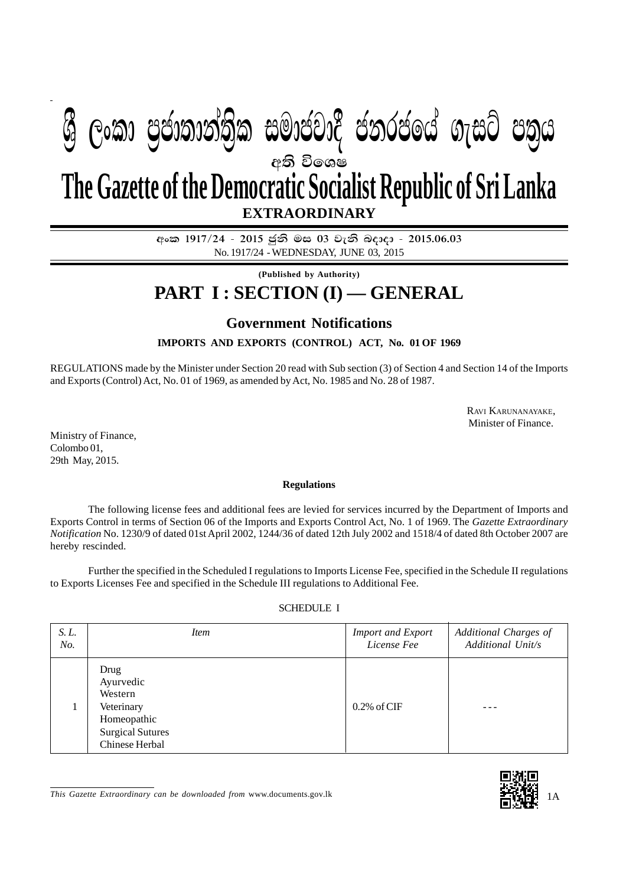# ශ්‍රී ලංකා ප්‍රජාතාන්ත්‍රික සමාජවාදී ජනරජයේ ගැසට් පත්‍රය

අති විශෙෂ

# The Gazette of the Democratic Socialist Republic of Sri Lanka

**EXTRAORDINARY**

අංක 1917/24 - 2015 ජුනි මස 03 වැනි බදාදා - 2015.06.03

No. 1917/24 - WEDNESDAY, JUNE 03, 2015

**(Published by Authority)**

# PART I : SECTION (I) — GENERAL

## Government Notifications

**IMPORTS AND EXPORTS (CONTROL) ACT, No. 01 OF 1969**

REGULATIONS made by the Minister under Section 20 read with Sub section (3) of Section 4 and Section 14 of the Imports and Exports (Control) Act, No. 01 of 1969, as amended by Act, No. 1985 and No. 28 of 1987.

RAVI KARUNANAYAKE,
Minister of Finance.

Ministry of Finance,
Colombo 01,
29th May, 2015.

**Regulations**

The following license fees and additional fees are levied for services incurred by the Department of Imports and Exports Control in terms of Section 06 of the Imports and Exports Control Act, No. 1 of 1969. The *Gazette Extraordinary Notification* No. 1230/9 of dated 01st April 2002, 1244/36 of dated 12th July 2002 and 1518/4 of dated 8th October 2007 are hereby rescinded.

Further the specified in the Scheduled I regulations to Imports License Fee, specified in the Schedule II regulations to Exports Licenses Fee and specified in the Schedule III regulations to Additional Fee.

SCHEDULE I

| *S. L. No.* | *Item* | *Import and Export License Fee* | *Additional Charges of Additional Unit/s* |
|---|---|---|---|
| 1 | Drug<br>Ayurvedic<br>Western<br>Veterinary<br>Homeopathic<br>Surgical Sutures<br>Chinese Herbal | 0.2% of CIF | - - - |

*This Gazette Extraordinary can be downloaded from* www.documents.gov.lk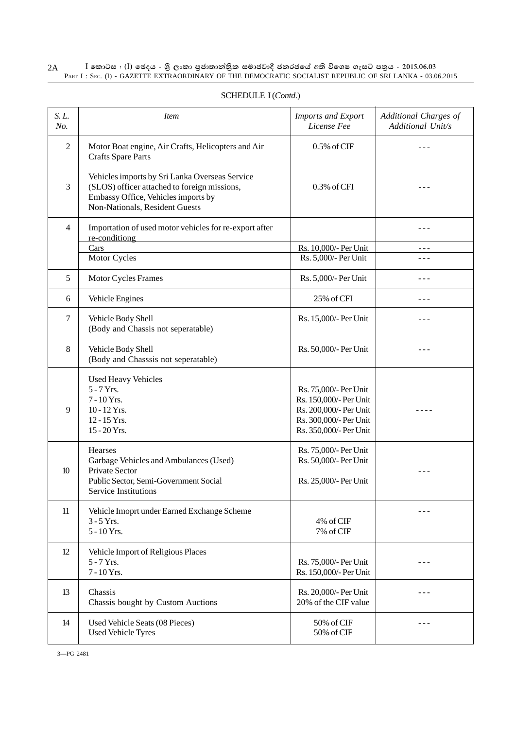SCHEDULE I (*Contd.*)

| *S. L. No.* | *Item* | *Imports and Export License Fee* | *Additional Charges of Additional Unit/s* |
|---|---|---|---|
| 2 | Motor Boat engine, Air Crafts, Helicopters and Air Crafts Spare Parts | 0.5% of CIF | - - - |
| 3 | Vehicles imports by Sri Lanka Overseas Service (SLOS) officer attached to foreign missions, Embassy Office, Vehicles imports by Non-Nationals, Resident Guests | 0.3% of CFI | - - - |
| 4 | Importation of used motor vehicles for re-export after re-conditiong | | - - - |
| | Cars | Rs. 10,000/- Per Unit | - - - |
| | Motor Cycles | Rs. 5,000/- Per Unit | - - - |
| 5 | Motor Cycles Frames | Rs. 5,000/- Per Unit | - - - |
| 6 | Vehicle Engines | 25% of CFI | - - - |
| 7 | Vehicle Body Shell (Body and Chassis not seperatable) | Rs. 15,000/- Per Unit | - - - |
| 8 | Vehicle Body Shell (Body and Chasssis not seperatable) | Rs. 50,000/- Per Unit | - - - |
| 9 | Used Heavy Vehicles<br>5 - 7 Yrs.<br>7 - 10 Yrs.<br>10 - 12 Yrs.<br>12 - 15 Yrs.<br>15 - 20 Yrs. | <br>Rs. 75,000/- Per Unit<br>Rs. 150,000/- Per Unit<br>Rs. 200,000/- Per Unit<br>Rs. 300,000/- Per Unit<br>Rs. 350,000/- Per Unit | - - - - |
| 10 | Hearses<br>Garbage Vehicles and Ambulances (Used)<br>Private Sector<br>Public Sector, Semi-Government Social Service Institutions | Rs. 75,000/- Per Unit<br>Rs. 50,000/- Per Unit<br><br>Rs. 25,000/- Per Unit | - - - |
| 11 | Vehicle Imoprt under Earned Exchange Scheme<br>3 - 5 Yrs.<br>5 - 10 Yrs. | <br>4% of CIF<br>7% of CIF | - - - |
| 12 | Vehicle Import of Religious Places<br>5 - 7 Yrs.<br>7 - 10 Yrs. | <br>Rs. 75,000/- Per Unit<br>Rs. 150,000/- Per Unit | - - - |
| 13 | Chassis<br>Chassis bought by Custom Auctions | Rs. 20,000/- Per Unit<br>20% of the CIF value | - - - |
| 14 | Used Vehicle Seats (08 Pieces)<br>Used Vehicle Tyres | 50% of CIF<br>50% of CIF | - - - |

3—PG 2481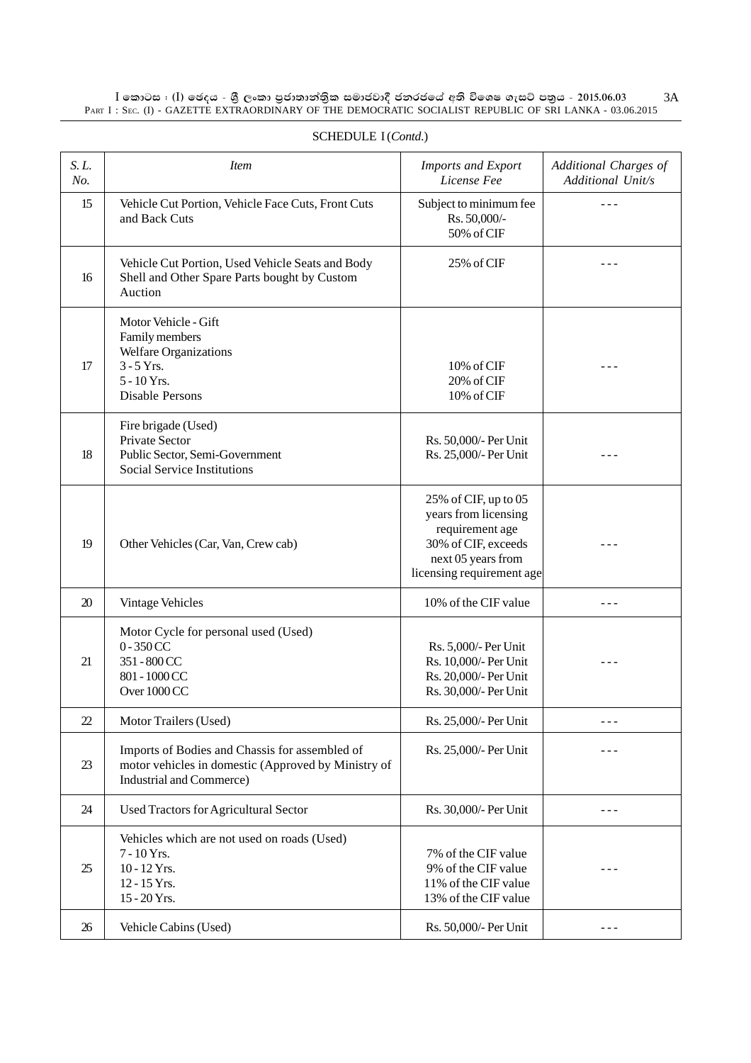SCHEDULE I (*Contd.*)

| *S. L. No.* | *Item* | *Imports and Export License Fee* | *Additional Charges of Additional Unit/s* |
|---|---|---|---|
| 15 | Vehicle Cut Portion, Vehicle Face Cuts, Front Cuts and Back Cuts | Subject to minimum fee Rs. 50,000/- 50% of CIF | --- |
| 16 | Vehicle Cut Portion, Used Vehicle Seats and Body Shell and Other Spare Parts bought by Custom Auction | 25% of CIF | --- |
| 17 | Motor Vehicle - Gift<br>Family members<br>Welfare Organizations<br>3 - 5 Yrs.<br>5 - 10 Yrs.<br>Disable Persons | <br><br><br>10% of CIF<br>20% of CIF<br>10% of CIF | --- |
| 18 | Fire brigade (Used)<br>Private Sector<br>Public Sector, Semi-Government<br>Social Service Institutions | <br>Rs. 50,000/- Per Unit<br>Rs. 25,000/- Per Unit | --- |
| 19 | Other Vehicles (Car, Van, Crew cab) | 25% of CIF, up to 05 years from licensing requirement age<br>30% of CIF, exceeds next 05 years from licensing requirement age | --- |
| 20 | Vintage Vehicles | 10% of the CIF value | --- |
| 21 | Motor Cycle for personal used (Used)<br>0 - 350 CC<br>351 - 800 CC<br>801 - 1000 CC<br>Over 1000 CC | <br>Rs. 5,000/- Per Unit<br>Rs. 10,000/- Per Unit<br>Rs. 20,000/- Per Unit<br>Rs. 30,000/- Per Unit | --- |
| 22 | Motor Trailers (Used) | Rs. 25,000/- Per Unit | --- |
| 23 | Imports of Bodies and Chassis for assembled of motor vehicles in domestic (Approved by Ministry of Industrial and Commerce) | Rs. 25,000/- Per Unit | --- |
| 24 | Used Tractors for Agricultural Sector | Rs. 30,000/- Per Unit | --- |
| 25 | Vehicles which are not used on roads (Used)<br>7 - 10 Yrs.<br>10 - 12 Yrs.<br>12 - 15 Yrs.<br>15 - 20 Yrs. | <br>7% of the CIF value<br>9% of the CIF value<br>11% of the CIF value<br>13% of the CIF value | --- |
| 26 | Vehicle Cabins (Used) | Rs. 50,000/- Per Unit | --- |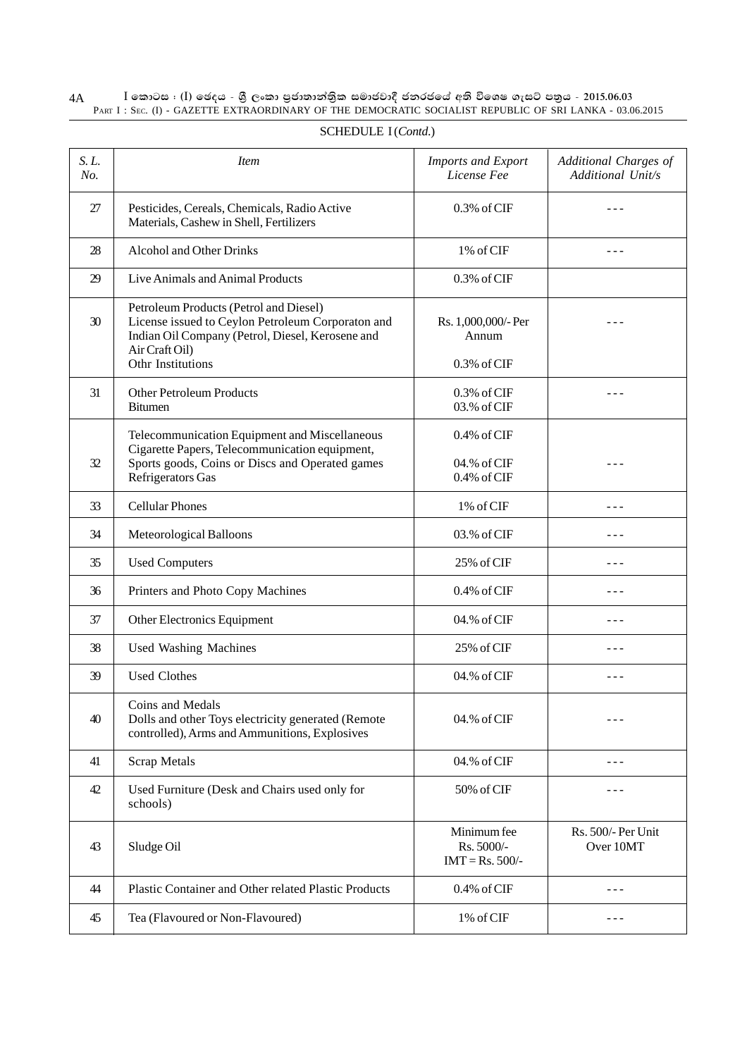SCHEDULE I (*Contd.*)

| *S. L. No.* | *Item* | *Imports and Export License Fee* | *Additional Charges of Additional Unit/s* |
|---|---|---|---|
| 27 | Pesticides, Cereals, Chemicals, Radio Active Materials, Cashew in Shell, Fertilizers | 0.3% of CIF | --- |
| 28 | Alcohol and Other Drinks | 1% of CIF | --- |
| 29 | Live Animals and Animal Products | 0.3% of CIF | |
| 30 | Petroleum Products (Petrol and Diesel) License issued to Ceylon Petroleum Corporaton and Indian Oil Company (Petrol, Diesel, Kerosene and Air Craft Oil) Othr Institutions | Rs. 1,000,000/- Per Annum 0.3% of CIF | --- |
| 31 | Other Petroleum Products Bitumen | 0.3% of CIF 03.% of CIF | --- |
| 32 | Telecommunication Equipment and Miscellaneous Cigarette Papers, Telecommunication equipment, Sports goods, Coins or Discs and Operated games Refrigerators Gas | 0.4% of CIF 04.% of CIF 0.4% of CIF | --- |
| 33 | Cellular Phones | 1% of CIF | --- |
| 34 | Meteorological Balloons | 03.% of CIF | --- |
| 35 | Used Computers | 25% of CIF | --- |
| 36 | Printers and Photo Copy Machines | 0.4% of CIF | --- |
| 37 | Other Electronics Equipment | 04.% of CIF | --- |
| 38 | Used Washing Machines | 25% of CIF | --- |
| 39 | Used Clothes | 04.% of CIF | --- |
| 40 | Coins and Medals Dolls and other Toys electricity generated (Remote controlled), Arms and Ammunitions, Explosives | 04.% of CIF | --- |
| 41 | Scrap Metals | 04.% of CIF | --- |
| 42 | Used Furniture (Desk and Chairs used only for schools) | 50% of CIF | --- |
| 43 | Sludge Oil | Minimum fee Rs. 5000/- IMT = Rs. 500/- | Rs. 500/- Per Unit Over 10MT |
| 44 | Plastic Container and Other related Plastic Products | 0.4% of CIF | --- |
| 45 | Tea (Flavoured or Non-Flavoured) | 1% of CIF | --- |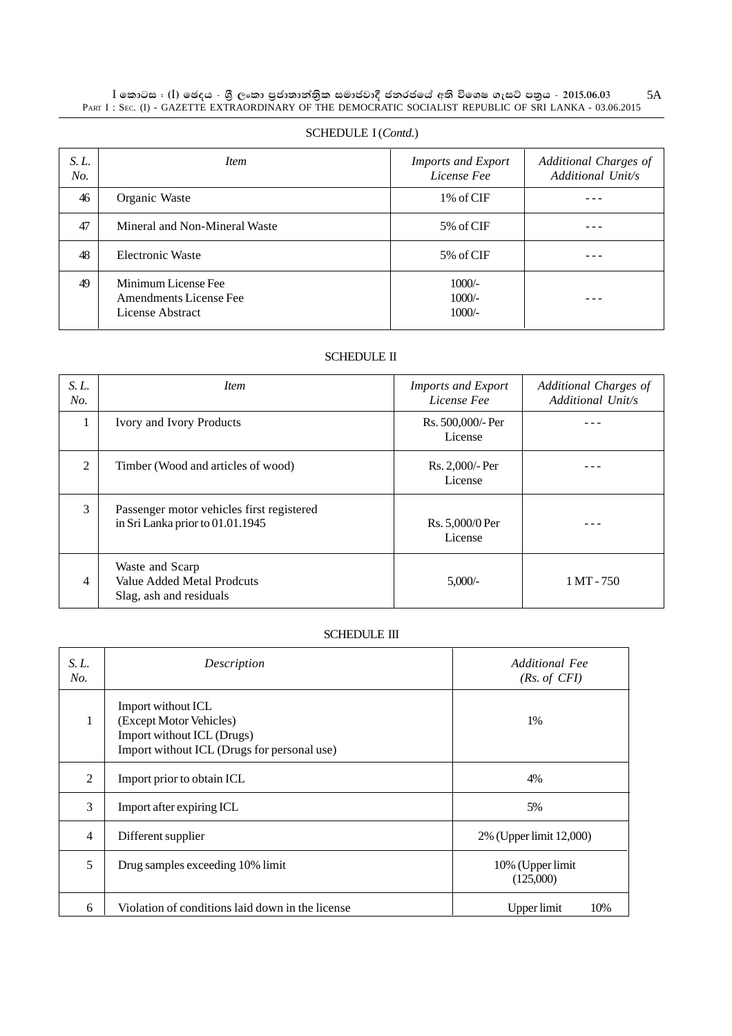SCHEDULE I (*Contd.*)

| *S. L. No.* | *Item* | *Imports and Export License Fee* | *Additional Charges of Additional Unit/s* |
|---|---|---|---|
| 46 | Organic Waste | 1% of CIF | - - - |
| 47 | Mineral and Non-Mineral Waste | 5% of CIF | - - - |
| 48 | Electronic Waste | 5% of CIF | - - - |
| 49 | Minimum License Fee<br>Amendments License Fee<br>License Abstract | 1000/-<br>1000/-<br>1000/- | - - - |

SCHEDULE II

| *S. L. No.* | *Item* | *Imports and Export License Fee* | *Additional Charges of Additional Unit/s* |
|---|---|---|---|
| 1 | Ivory and Ivory Products | Rs. 500,000/- Per License | - - - |
| 2 | Timber (Wood and articles of wood) | Rs. 2,000/- Per License | - - - |
| 3 | Passenger motor vehicles first registered in Sri Lanka prior to 01.01.1945 | Rs. 5,000/0 Per License | - - - |
| 4 | Waste and Scarp<br>Value Added Metal Prodcuts<br>Slag, ash and residuals | 5,000/- | 1 MT - 750 |

SCHEDULE III

| *S. L. No.* | *Description* | *Additional Fee (Rs. of CFI)* |
|---|---|---|
| 1 | Import without ICL<br>(Except Motor Vehicles)<br>Import without ICL (Drugs)<br>Import without ICL (Drugs for personal use) | 1% |
| 2 | Import prior to obtain ICL | 4% |
| 3 | Import after expiring ICL | 5% |
| 4 | Different supplier | 2% (Upper limit 12,000) |
| 5 | Drug samples exceeding 10% limit | 10% (Upper limit (125,000) |
| 6 | Violation of conditions laid down in the license | Upper limit 10% |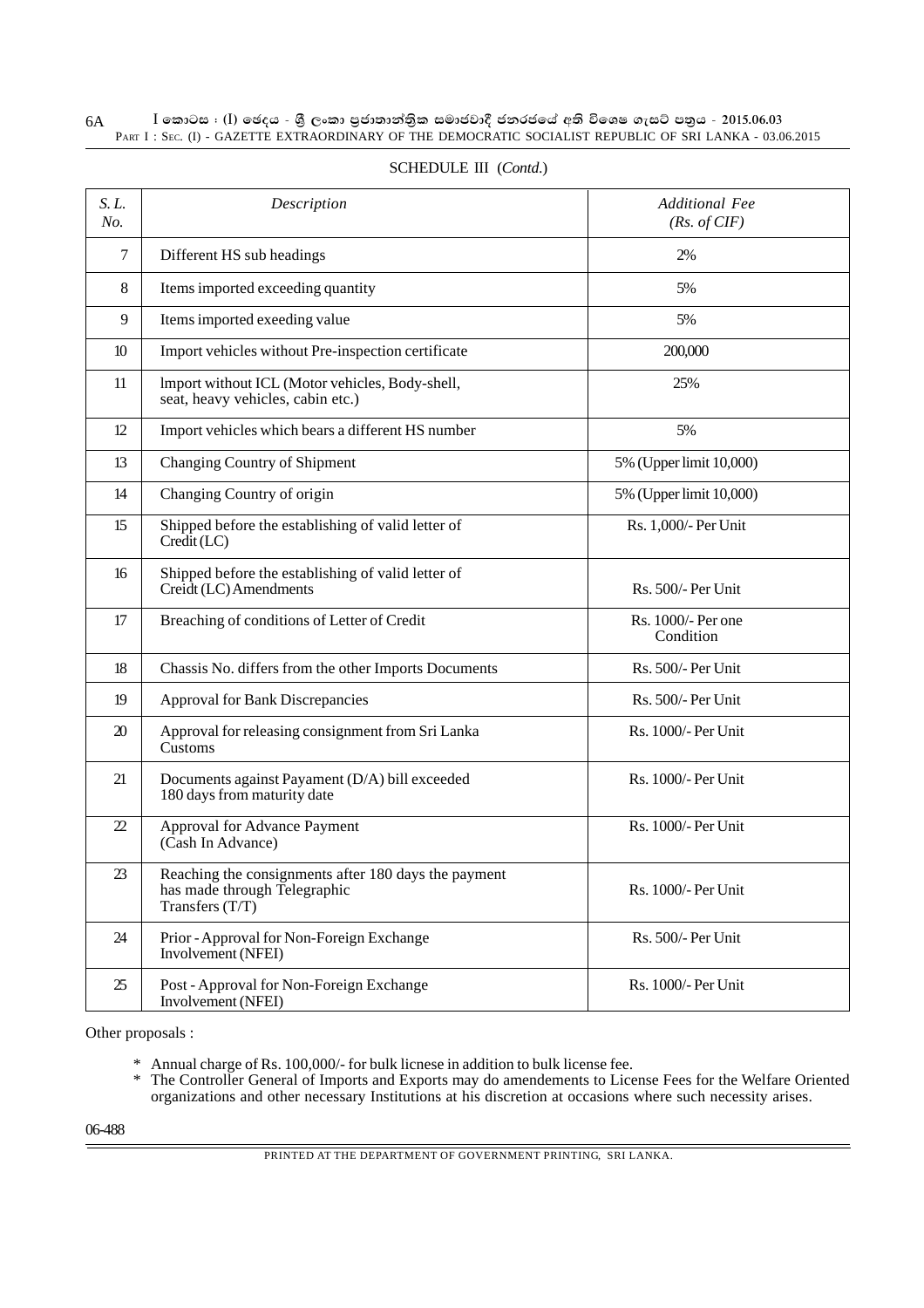SCHEDULE III (*Contd.*)

| *S. L. No.* | *Description* | *Additional Fee (Rs. of CIF)* |
|---|---|---|
| 7 | Different HS sub headings | 2% |
| 8 | Items imported exceeding quantity | 5% |
| 9 | Items imported exeeding value | 5% |
| 10 | Import vehicles without Pre-inspection certificate | 200,000 |
| 11 | lmport without ICL (Motor vehicles, Body-shell, seat, heavy vehicles, cabin etc.) | 25% |
| 12 | Import vehicles which bears a different HS number | 5% |
| 13 | Changing Country of Shipment | 5% (Upper limit 10,000) |
| 14 | Changing Country of origin | 5% (Upper limit 10,000) |
| 15 | Shipped before the establishing of valid letter of Credit (LC) | Rs. 1,000/- Per Unit |
| 16 | Shipped before the establishing of valid letter of Creidt (LC) Amendments | Rs. 500/- Per Unit |
| 17 | Breaching of conditions of Letter of Credit | Rs. 1000/- Per one Condition |
| 18 | Chassis No. differs from the other Imports Documents | Rs. 500/- Per Unit |
| 19 | Approval for Bank Discrepancies | Rs. 500/- Per Unit |
| 20 | Approval for releasing consignment from Sri Lanka Customs | Rs. 1000/- Per Unit |
| 21 | Documents against Payament (D/A) bill exceeded 180 days from maturity date | Rs. 1000/- Per Unit |
| 22 | Approval for Advance Payment (Cash In Advance) | Rs. 1000/- Per Unit |
| 23 | Reaching the consignments after 180 days the payment has made through Telegraphic Transfers (T/T) | Rs. 1000/- Per Unit |
| 24 | Prior - Approval for Non-Foreign Exchange Involvement (NFEI) | Rs. 500/- Per Unit |
| 25 | Post - Approval for Non-Foreign Exchange Involvement (NFEI) | Rs. 1000/- Per Unit |

Other proposals :

* Annual charge of Rs. 100,000/- for bulk licnese in addition to bulk license fee.
* The Controller General of Imports and Exports may do amendements to License Fees for the Welfare Oriented organizations and other necessary Institutions at his discretion at occasions where such necessity arises.

06-488

PRINTED AT THE DEPARTMENT OF GOVERNMENT PRINTING, SRI LANKA.